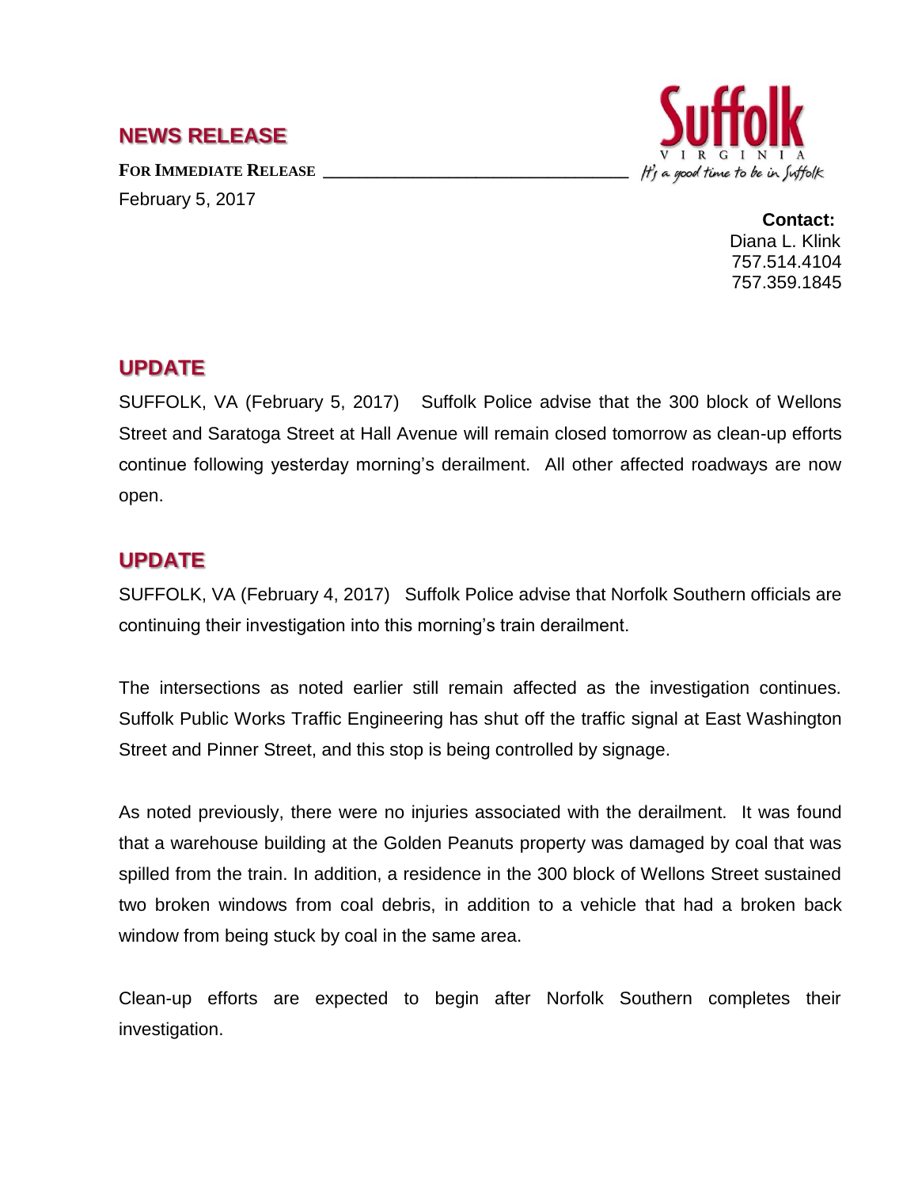# NEWS RELEASE

**FOR IMMEDIATE RELEASE**

February 5, 2017

Suffolk VIRGINIA *It's a good time to be in Suffolk*

**Contact:**
Diana L. Klink
757.514.4104
757.359.1845

## UPDATE

SUFFOLK, VA (February 5, 2017) Suffolk Police advise that the 300 block of Wellons Street and Saratoga Street at Hall Avenue will remain closed tomorrow as clean-up efforts continue following yesterday morning's derailment. All other affected roadways are now open.

## UPDATE

SUFFOLK, VA (February 4, 2017) Suffolk Police advise that Norfolk Southern officials are continuing their investigation into this morning's train derailment.

The intersections as noted earlier still remain affected as the investigation continues. Suffolk Public Works Traffic Engineering has shut off the traffic signal at East Washington Street and Pinner Street, and this stop is being controlled by signage.

As noted previously, there were no injuries associated with the derailment. It was found that a warehouse building at the Golden Peanuts property was damaged by coal that was spilled from the train. In addition, a residence in the 300 block of Wellons Street sustained two broken windows from coal debris, in addition to a vehicle that had a broken back window from being stuck by coal in the same area.

Clean-up efforts are expected to begin after Norfolk Southern completes their investigation.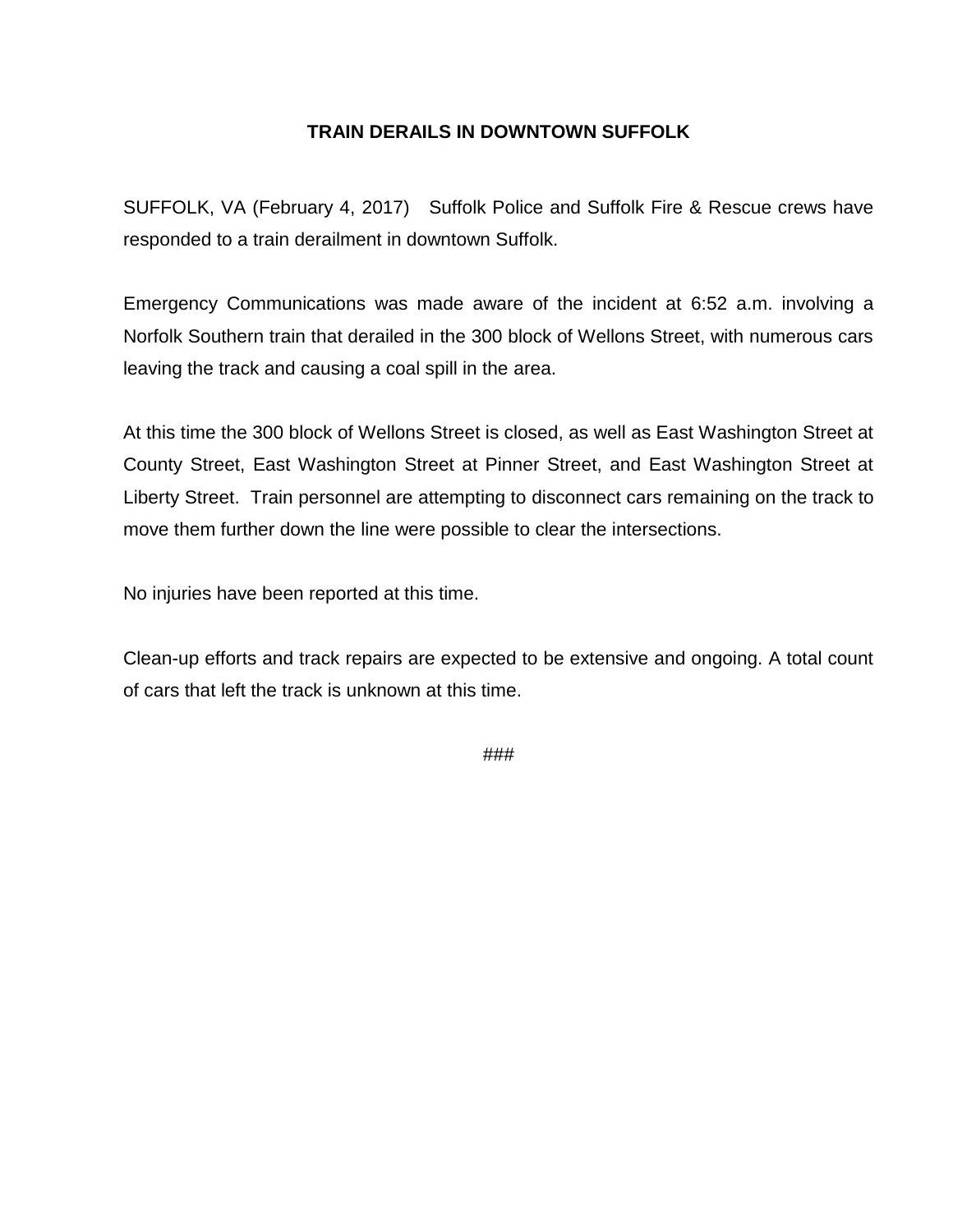# TRAIN DERAILS IN DOWNTOWN SUFFOLK

SUFFOLK, VA (February 4, 2017) Suffolk Police and Suffolk Fire & Rescue crews have responded to a train derailment in downtown Suffolk.

Emergency Communications was made aware of the incident at 6:52 a.m. involving a Norfolk Southern train that derailed in the 300 block of Wellons Street, with numerous cars leaving the track and causing a coal spill in the area.

At this time the 300 block of Wellons Street is closed, as well as East Washington Street at County Street, East Washington Street at Pinner Street, and East Washington Street at Liberty Street. Train personnel are attempting to disconnect cars remaining on the track to move them further down the line were possible to clear the intersections.

No injuries have been reported at this time.

Clean-up efforts and track repairs are expected to be extensive and ongoing. A total count of cars that left the track is unknown at this time.

###